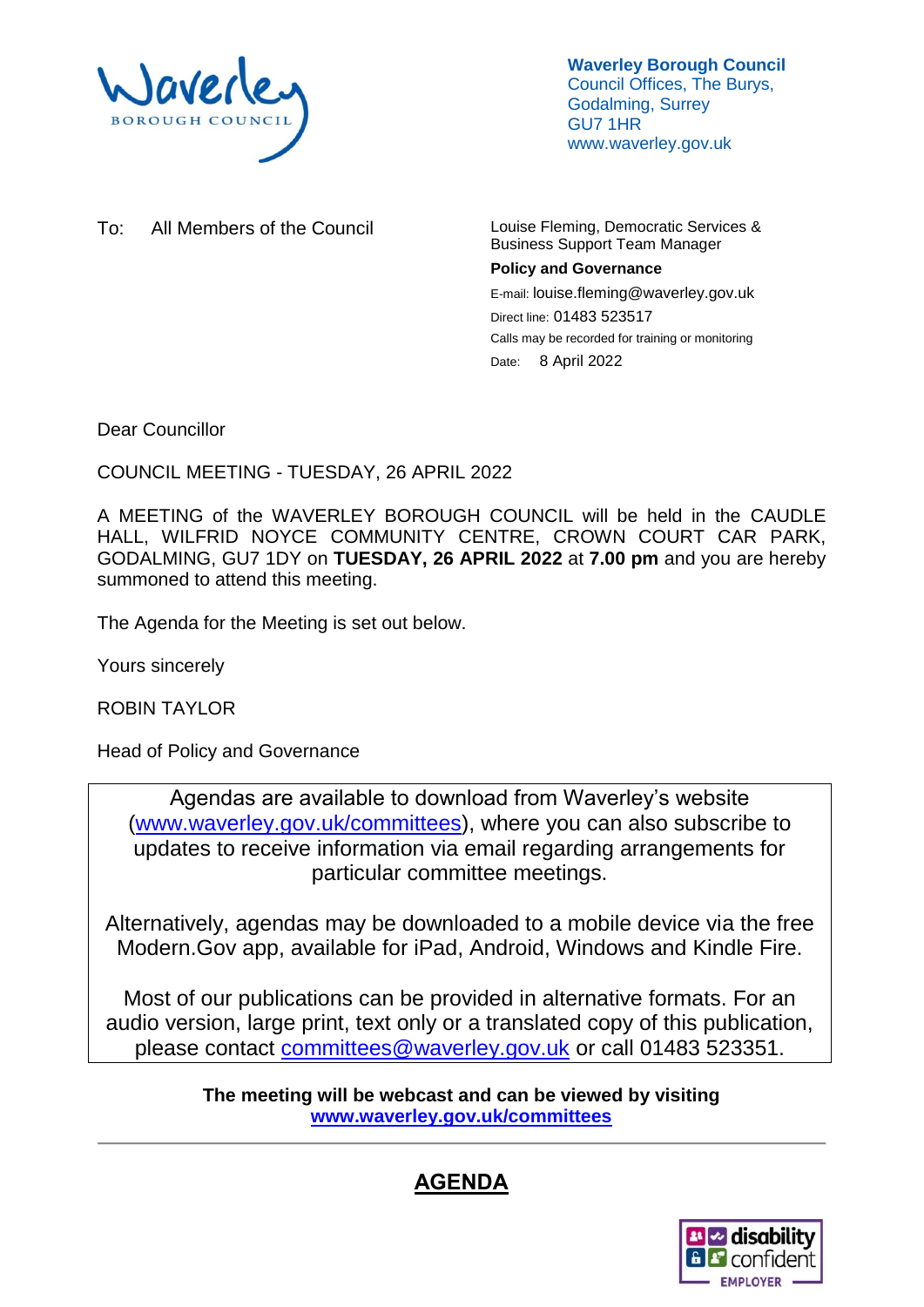**Waverley Borough Council**
Council Offices, The Burys,
Godalming, Surrey
GU7 1HR
www.waverley.gov.uk

To: All Members of the Council

Louise Fleming, Democratic Services & Business Support Team Manager
**Policy and Governance**
E-mail: louise.fleming@waverley.gov.uk
Direct line: 01483 523517
Calls may be recorded for training or monitoring
Date: 8 April 2022

Dear Councillor

COUNCIL MEETING - TUESDAY, 26 APRIL 2022

A MEETING of the WAVERLEY BOROUGH COUNCIL will be held in the CAUDLE HALL, WILFRID NOYCE COMMUNITY CENTRE, CROWN COURT CAR PARK, GODALMING, GU7 1DY on **TUESDAY, 26 APRIL 2022** at **7.00 pm** and you are hereby summoned to attend this meeting.

The Agenda for the Meeting is set out below.

Yours sincerely

ROBIN TAYLOR

Head of Policy and Governance

Agendas are available to download from Waverley's website (www.waverley.gov.uk/committees), where you can also subscribe to updates to receive information via email regarding arrangements for particular committee meetings.

Alternatively, agendas may be downloaded to a mobile device via the free Modern.Gov app, available for iPad, Android, Windows and Kindle Fire.

Most of our publications can be provided in alternative formats. For an audio version, large print, text only or a translated copy of this publication, please contact committees@waverley.gov.uk or call 01483 523351.

**The meeting will be webcast and can be viewed by visiting www.waverley.gov.uk/committees**

## AGENDA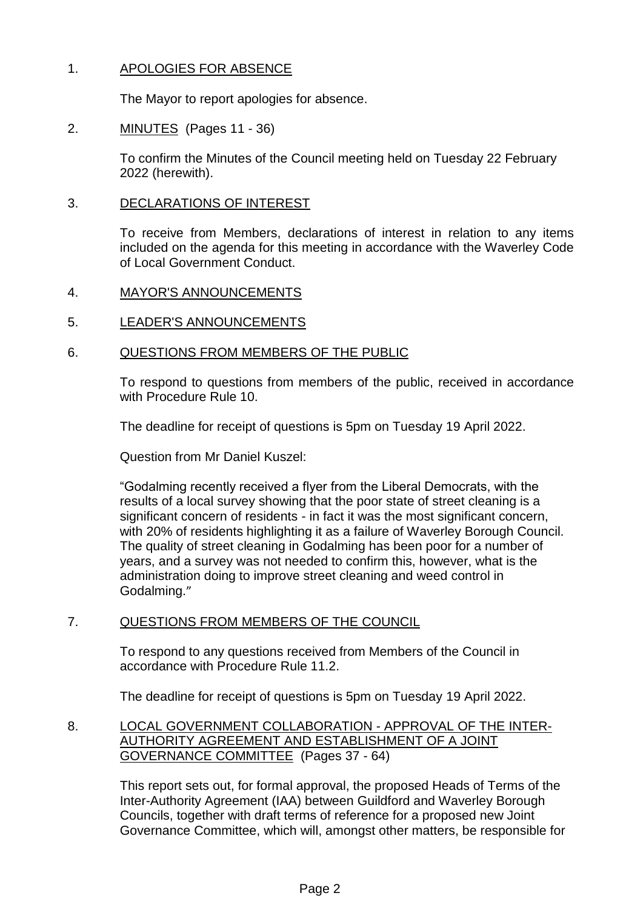1. APOLOGIES FOR ABSENCE

   The Mayor to report apologies for absence.

2. MINUTES (Pages 11 - 36)

   To confirm the Minutes of the Council meeting held on Tuesday 22 February 2022 (herewith).

3. DECLARATIONS OF INTEREST

   To receive from Members, declarations of interest in relation to any items included on the agenda for this meeting in accordance with the Waverley Code of Local Government Conduct.

4. MAYOR'S ANNOUNCEMENTS

5. LEADER'S ANNOUNCEMENTS

6. QUESTIONS FROM MEMBERS OF THE PUBLIC

   To respond to questions from members of the public, received in accordance with Procedure Rule 10.

   The deadline for receipt of questions is 5pm on Tuesday 19 April 2022.

   Question from Mr Daniel Kuszel:

   "Godalming recently received a flyer from the Liberal Democrats, with the results of a local survey showing that the poor state of street cleaning is a significant concern of residents - in fact it was the most significant concern, with 20% of residents highlighting it as a failure of Waverley Borough Council. The quality of street cleaning in Godalming has been poor for a number of years, and a survey was not needed to confirm this, however, what is the administration doing to improve street cleaning and weed control in Godalming."

7. QUESTIONS FROM MEMBERS OF THE COUNCIL

   To respond to any questions received from Members of the Council in accordance with Procedure Rule 11.2.

   The deadline for receipt of questions is 5pm on Tuesday 19 April 2022.

8. LOCAL GOVERNMENT COLLABORATION - APPROVAL OF THE INTER-AUTHORITY AGREEMENT AND ESTABLISHMENT OF A JOINT GOVERNANCE COMMITTEE (Pages 37 - 64)

   This report sets out, for formal approval, the proposed Heads of Terms of the Inter-Authority Agreement (IAA) between Guildford and Waverley Borough Councils, together with draft terms of reference for a proposed new Joint Governance Committee, which will, amongst other matters, be responsible for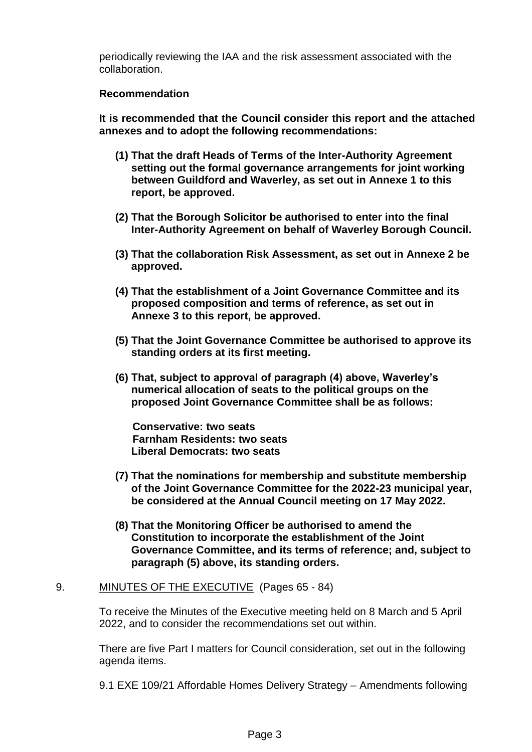periodically reviewing the IAA and the risk assessment associated with the collaboration.

**Recommendation**

**It is recommended that the Council consider this report and the attached annexes and to adopt the following recommendations:**

**(1) That the draft Heads of Terms of the Inter-Authority Agreement setting out the formal governance arrangements for joint working between Guildford and Waverley, as set out in Annexe 1 to this report, be approved.**

**(2) That the Borough Solicitor be authorised to enter into the final Inter-Authority Agreement on behalf of Waverley Borough Council.**

**(3) That the collaboration Risk Assessment, as set out in Annexe 2 be approved.**

**(4) That the establishment of a Joint Governance Committee and its proposed composition and terms of reference, as set out in Annexe 3 to this report, be approved.**

**(5) That the Joint Governance Committee be authorised to approve its standing orders at its first meeting.**

**(6) That, subject to approval of paragraph (4) above, Waverley's numerical allocation of seats to the political groups on the proposed Joint Governance Committee shall be as follows:**

**Conservative: two seats**
**Farnham Residents: two seats**
**Liberal Democrats: two seats**

**(7) That the nominations for membership and substitute membership of the Joint Governance Committee for the 2022-23 municipal year, be considered at the Annual Council meeting on 17 May 2022.**

**(8) That the Monitoring Officer be authorised to amend the Constitution to incorporate the establishment of the Joint Governance Committee, and its terms of reference; and, subject to paragraph (5) above, its standing orders.**

9. MINUTES OF THE EXECUTIVE (Pages 65 - 84)

To receive the Minutes of the Executive meeting held on 8 March and 5 April 2022, and to consider the recommendations set out within.

There are five Part I matters for Council consideration, set out in the following agenda items.

9.1 EXE 109/21 Affordable Homes Delivery Strategy – Amendments following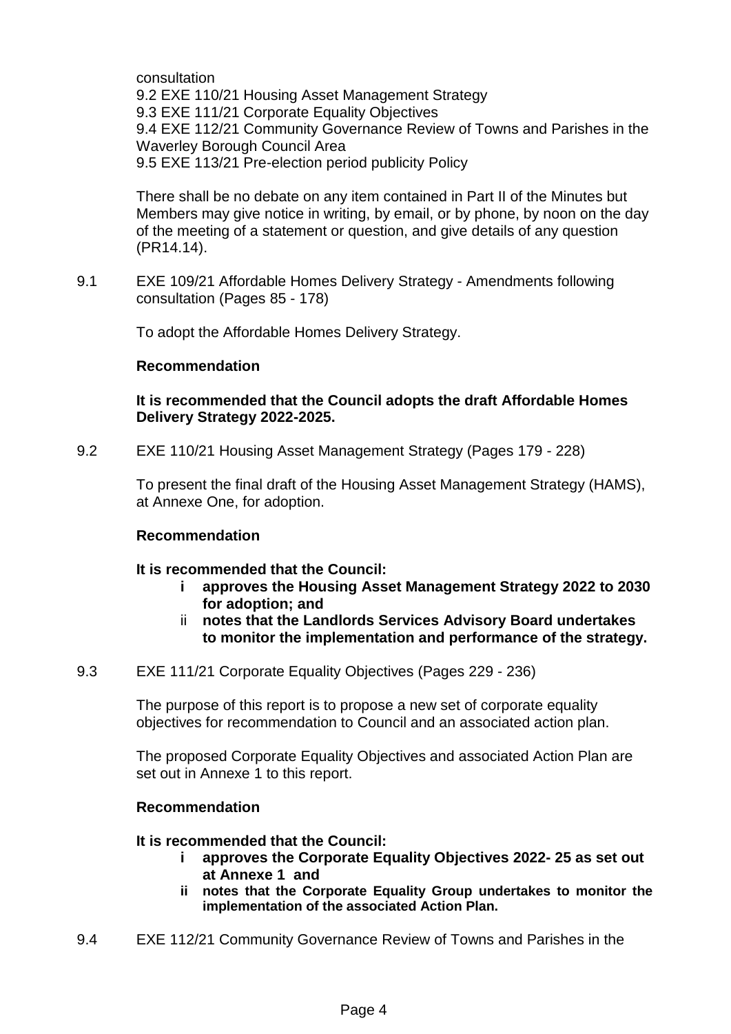consultation
9.2 EXE 110/21 Housing Asset Management Strategy
9.3 EXE 111/21 Corporate Equality Objectives
9.4 EXE 112/21 Community Governance Review of Towns and Parishes in the Waverley Borough Council Area
9.5 EXE 113/21 Pre-election period publicity Policy

There shall be no debate on any item contained in Part II of the Minutes but Members may give notice in writing, by email, or by phone, by noon on the day of the meeting of a statement or question, and give details of any question (PR14.14).

9.1 EXE 109/21 Affordable Homes Delivery Strategy - Amendments following consultation (Pages 85 - 178)

To adopt the Affordable Homes Delivery Strategy.

**Recommendation**

**It is recommended that the Council adopts the draft Affordable Homes Delivery Strategy 2022-2025.**

9.2 EXE 110/21 Housing Asset Management Strategy (Pages 179 - 228)

To present the final draft of the Housing Asset Management Strategy (HAMS), at Annexe One, for adoption.

**Recommendation**

**It is recommended that the Council:**

- **i approves the Housing Asset Management Strategy 2022 to 2030 for adoption; and**
- ii **notes that the Landlords Services Advisory Board undertakes to monitor the implementation and performance of the strategy.**

9.3 EXE 111/21 Corporate Equality Objectives (Pages 229 - 236)

The purpose of this report is to propose a new set of corporate equality objectives for recommendation to Council and an associated action plan.

The proposed Corporate Equality Objectives and associated Action Plan are set out in Annexe 1 to this report.

**Recommendation**

**It is recommended that the Council:**

- **i approves the Corporate Equality Objectives 2022- 25 as set out at Annexe 1 and**
- **ii notes that the Corporate Equality Group undertakes to monitor the implementation of the associated Action Plan.**

9.4 EXE 112/21 Community Governance Review of Towns and Parishes in the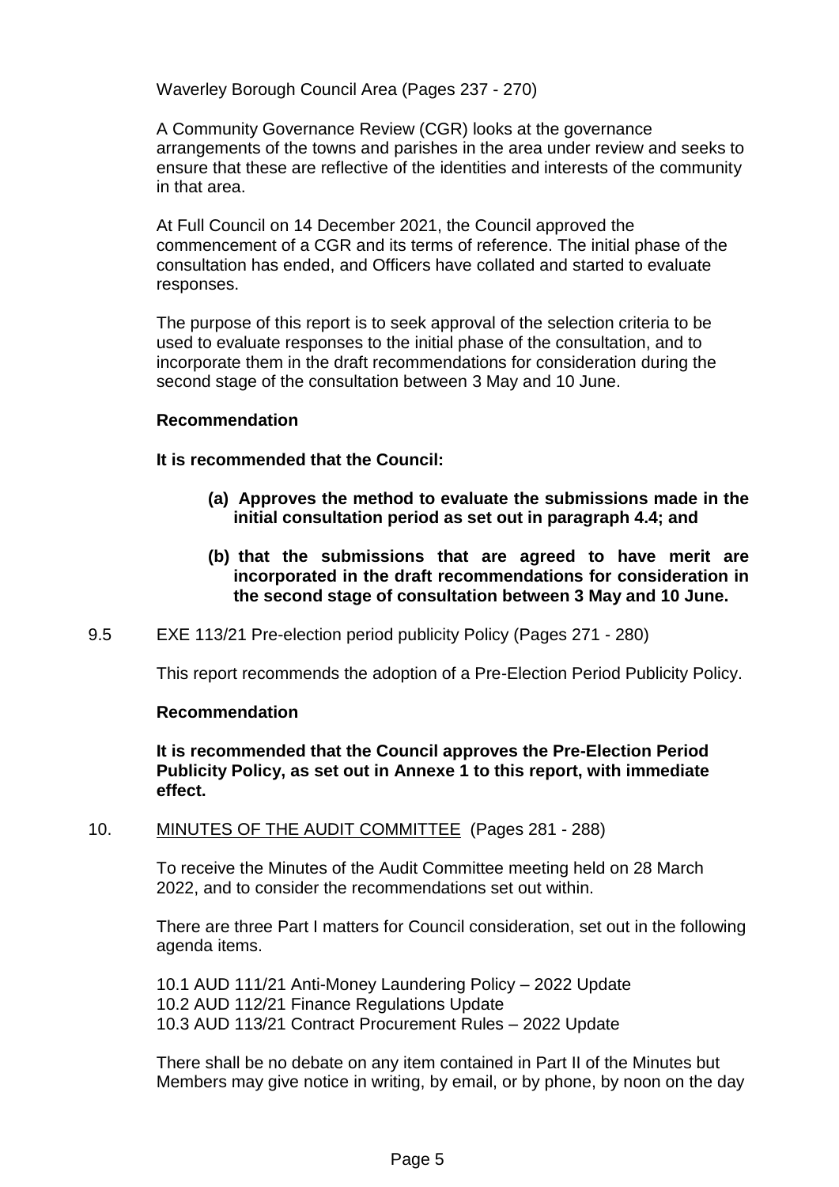Waverley Borough Council Area (Pages 237 - 270)

A Community Governance Review (CGR) looks at the governance arrangements of the towns and parishes in the area under review and seeks to ensure that these are reflective of the identities and interests of the community in that area.

At Full Council on 14 December 2021, the Council approved the commencement of a CGR and its terms of reference. The initial phase of the consultation has ended, and Officers have collated and started to evaluate responses.

The purpose of this report is to seek approval of the selection criteria to be used to evaluate responses to the initial phase of the consultation, and to incorporate them in the draft recommendations for consideration during the second stage of the consultation between 3 May and 10 June.

**Recommendation**

**It is recommended that the Council:**

- **(a) Approves the method to evaluate the submissions made in the initial consultation period as set out in paragraph 4.4; and**
- **(b) that the submissions that are agreed to have merit are incorporated in the draft recommendations for consideration in the second stage of consultation between 3 May and 10 June.**

9.5 EXE 113/21 Pre-election period publicity Policy (Pages 271 - 280)

This report recommends the adoption of a Pre-Election Period Publicity Policy.

**Recommendation**

**It is recommended that the Council approves the Pre-Election Period Publicity Policy, as set out in Annexe 1 to this report, with immediate effect.**

10. MINUTES OF THE AUDIT COMMITTEE (Pages 281 - 288)

To receive the Minutes of the Audit Committee meeting held on 28 March 2022, and to consider the recommendations set out within.

There are three Part I matters for Council consideration, set out in the following agenda items.

10.1 AUD 111/21 Anti-Money Laundering Policy – 2022 Update
10.2 AUD 112/21 Finance Regulations Update
10.3 AUD 113/21 Contract Procurement Rules – 2022 Update

There shall be no debate on any item contained in Part II of the Minutes but Members may give notice in writing, by email, or by phone, by noon on the day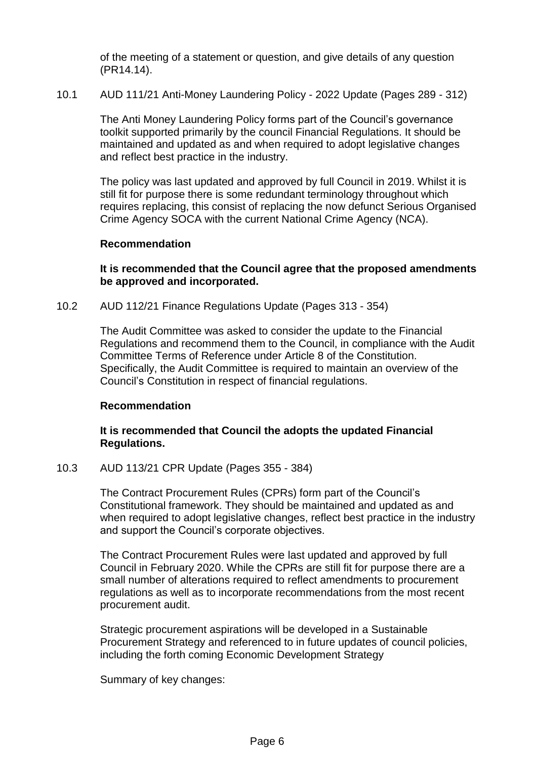of the meeting of a statement or question, and give details of any question (PR14.14).

10.1 AUD 111/21 Anti-Money Laundering Policy - 2022 Update (Pages 289 - 312)

The Anti Money Laundering Policy forms part of the Council's governance toolkit supported primarily by the council Financial Regulations. It should be maintained and updated as and when required to adopt legislative changes and reflect best practice in the industry.

The policy was last updated and approved by full Council in 2019. Whilst it is still fit for purpose there is some redundant terminology throughout which requires replacing, this consist of replacing the now defunct Serious Organised Crime Agency SOCA with the current National Crime Agency (NCA).

**Recommendation**

**It is recommended that the Council agree that the proposed amendments be approved and incorporated.**

10.2 AUD 112/21 Finance Regulations Update (Pages 313 - 354)

The Audit Committee was asked to consider the update to the Financial Regulations and recommend them to the Council, in compliance with the Audit Committee Terms of Reference under Article 8 of the Constitution. Specifically, the Audit Committee is required to maintain an overview of the Council's Constitution in respect of financial regulations.

**Recommendation**

**It is recommended that Council the adopts the updated Financial Regulations.**

10.3 AUD 113/21 CPR Update (Pages 355 - 384)

The Contract Procurement Rules (CPRs) form part of the Council's Constitutional framework. They should be maintained and updated as and when required to adopt legislative changes, reflect best practice in the industry and support the Council's corporate objectives.

The Contract Procurement Rules were last updated and approved by full Council in February 2020. While the CPRs are still fit for purpose there are a small number of alterations required to reflect amendments to procurement regulations as well as to incorporate recommendations from the most recent procurement audit.

Strategic procurement aspirations will be developed in a Sustainable Procurement Strategy and referenced to in future updates of council policies, including the forth coming Economic Development Strategy

Summary of key changes: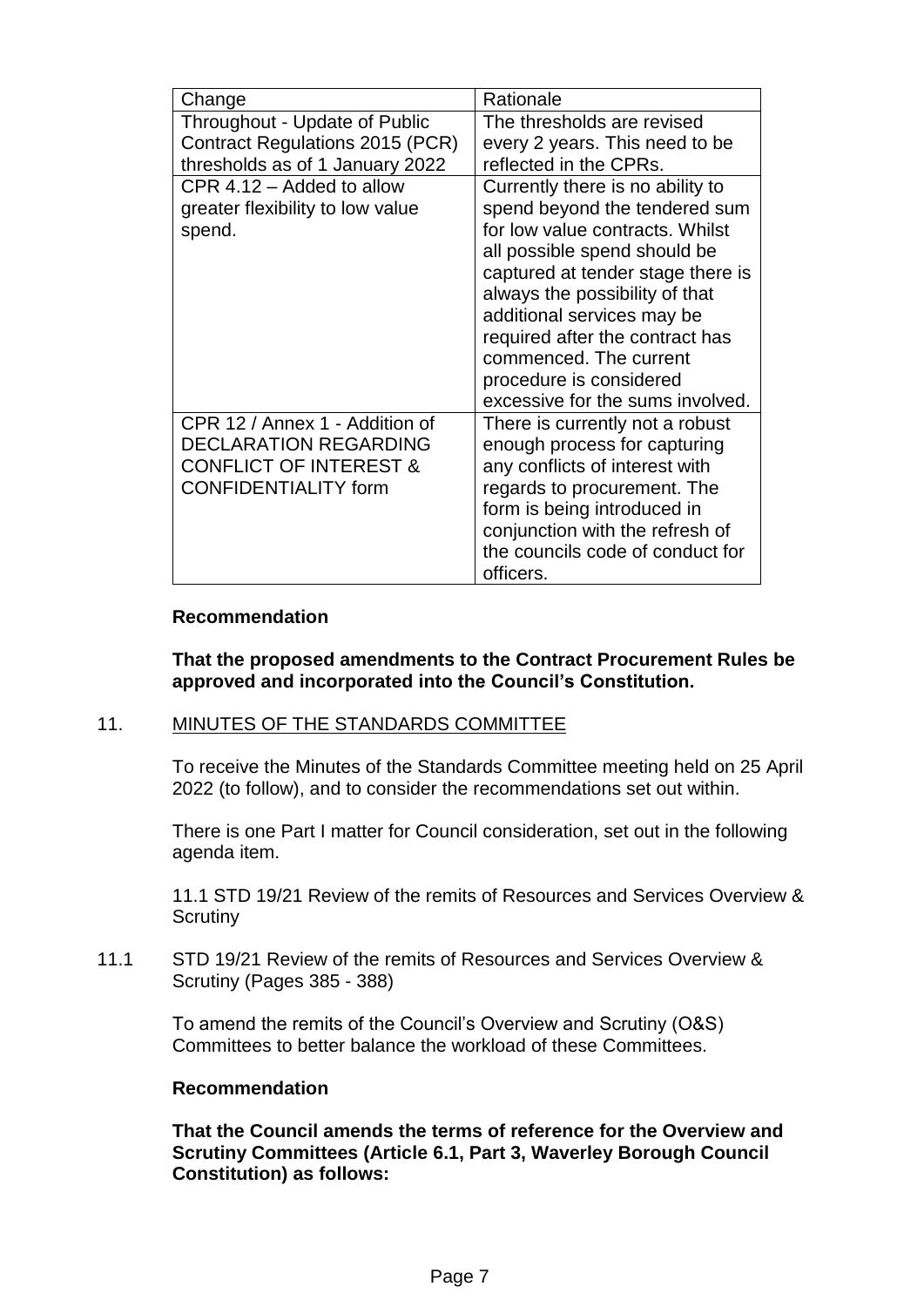| Change | Rationale |
|---|---|
| Throughout - Update of Public Contract Regulations 2015 (PCR) thresholds as of 1 January 2022 | The thresholds are revised every 2 years. This need to be reflected in the CPRs. |
| CPR 4.12 – Added to allow greater flexibility to low value spend. | Currently there is no ability to spend beyond the tendered sum for low value contracts. Whilst all possible spend should be captured at tender stage there is always the possibility of that additional services may be required after the contract has commenced. The current procedure is considered excessive for the sums involved. |
| CPR 12 / Annex 1 - Addition of DECLARATION REGARDING CONFLICT OF INTEREST & CONFIDENTIALITY form | There is currently not a robust enough process for capturing any conflicts of interest with regards to procurement. The form is being introduced in conjunction with the refresh of the councils code of conduct for officers. |

**Recommendation**

**That the proposed amendments to the Contract Procurement Rules be approved and incorporated into the Council's Constitution.**

11. MINUTES OF THE STANDARDS COMMITTEE

To receive the Minutes of the Standards Committee meeting held on 25 April 2022 (to follow), and to consider the recommendations set out within.

There is one Part I matter for Council consideration, set out in the following agenda item.

11.1 STD 19/21 Review of the remits of Resources and Services Overview & Scrutiny

11.1 STD 19/21 Review of the remits of Resources and Services Overview & Scrutiny (Pages 385 - 388)

To amend the remits of the Council's Overview and Scrutiny (O&S) Committees to better balance the workload of these Committees.

**Recommendation**

**That the Council amends the terms of reference for the Overview and Scrutiny Committees (Article 6.1, Part 3, Waverley Borough Council Constitution) as follows:**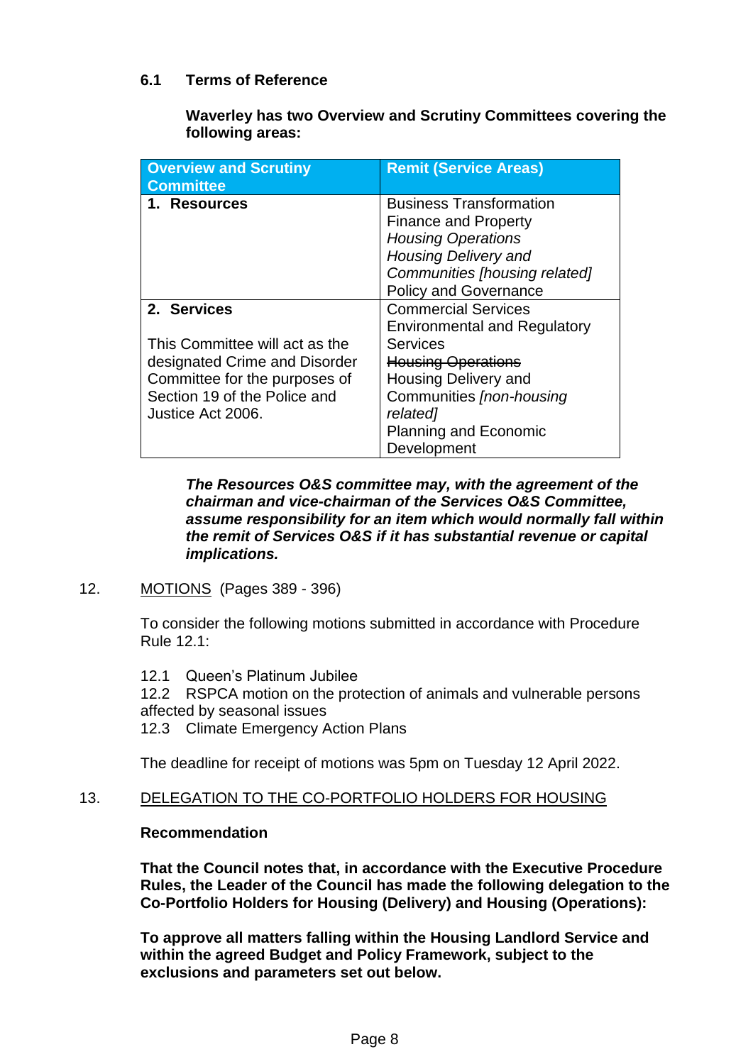**6.1 Terms of Reference**

**Waverley has two Overview and Scrutiny Committees covering the following areas:**

| Overview and Scrutiny Committee | Remit (Service Areas) |
|---|---|
| **1. Resources** | Business Transformation<br>Finance and Property<br>*Housing Operations*<br>*Housing Delivery and Communities [housing related]*<br>Policy and Governance |
| **2. Services**<br><br>This Committee will act as the designated Crime and Disorder Committee for the purposes of Section 19 of the Police and Justice Act 2006. | Commercial Services<br>Environmental and Regulatory Services<br>~~Housing Operations~~<br>Housing Delivery and Communities *[non-housing related]*<br>Planning and Economic Development |

***The Resources O&S committee may, with the agreement of the chairman and vice-chairman of the Services O&S Committee, assume responsibility for an item which would normally fall within the remit of Services O&S if it has substantial revenue or capital implications.***

12. MOTIONS (Pages 389 - 396)

To consider the following motions submitted in accordance with Procedure Rule 12.1:

12.1 Queen's Platinum Jubilee
12.2 RSPCA motion on the protection of animals and vulnerable persons affected by seasonal issues
12.3 Climate Emergency Action Plans

The deadline for receipt of motions was 5pm on Tuesday 12 April 2022.

13. DELEGATION TO THE CO-PORTFOLIO HOLDERS FOR HOUSING

**Recommendation**

**That the Council notes that, in accordance with the Executive Procedure Rules, the Leader of the Council has made the following delegation to the Co-Portfolio Holders for Housing (Delivery) and Housing (Operations):**

**To approve all matters falling within the Housing Landlord Service and within the agreed Budget and Policy Framework, subject to the exclusions and parameters set out below.**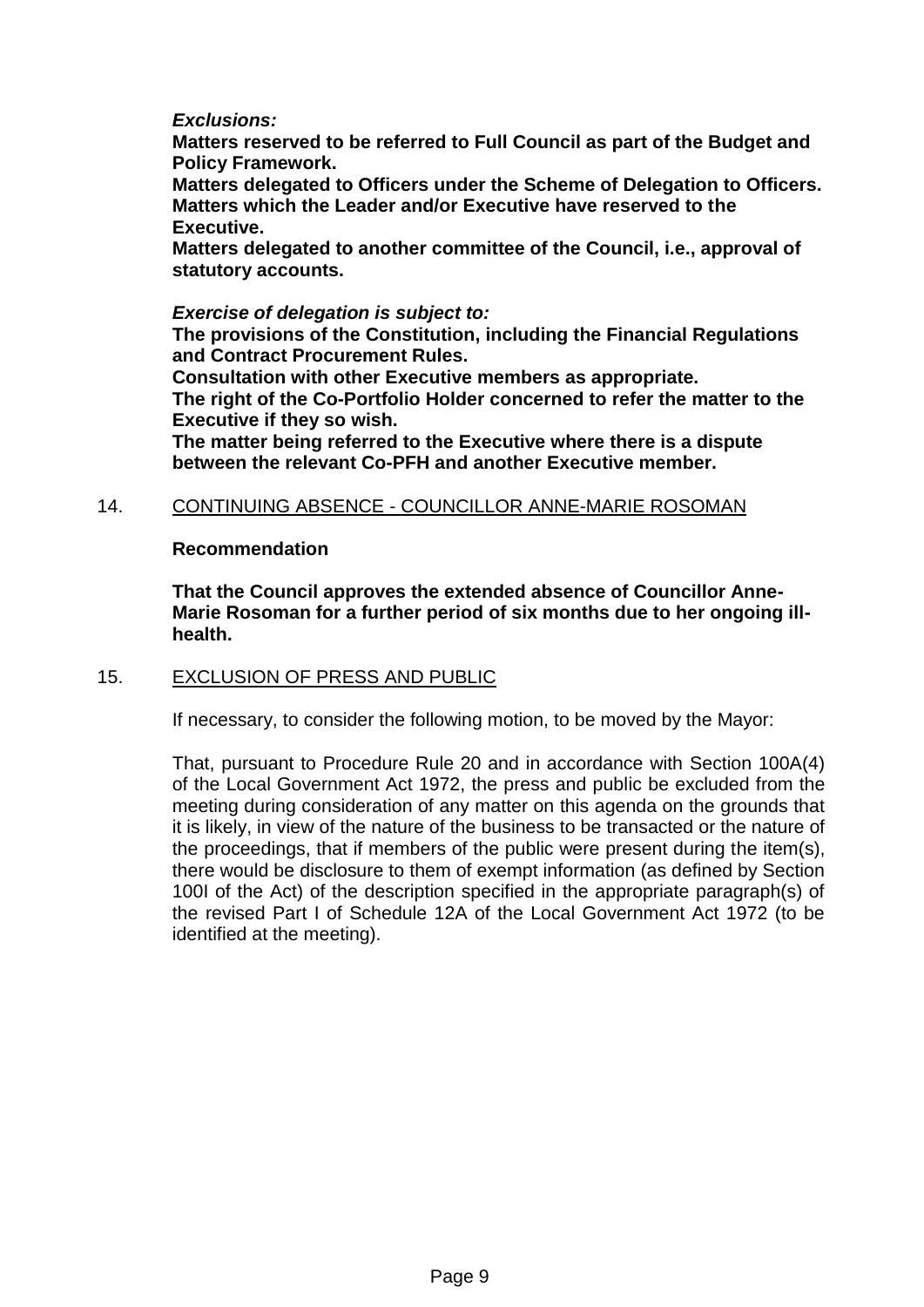***Exclusions:***

**Matters reserved to be referred to Full Council as part of the Budget and Policy Framework.**

**Matters delegated to Officers under the Scheme of Delegation to Officers.**

**Matters which the Leader and/or Executive have reserved to the Executive.**

**Matters delegated to another committee of the Council, i.e., approval of statutory accounts.**

***Exercise of delegation is subject to:***

**The provisions of the Constitution, including the Financial Regulations and Contract Procurement Rules.**

**Consultation with other Executive members as appropriate.**

**The right of the Co-Portfolio Holder concerned to refer the matter to the Executive if they so wish.**

**The matter being referred to the Executive where there is a dispute between the relevant Co-PFH and another Executive member.**

14. CONTINUING ABSENCE - COUNCILLOR ANNE-MARIE ROSOMAN

**Recommendation**

**That the Council approves the extended absence of Councillor Anne-Marie Rosoman for a further period of six months due to her ongoing ill-health.**

15. EXCLUSION OF PRESS AND PUBLIC

If necessary, to consider the following motion, to be moved by the Mayor:

That, pursuant to Procedure Rule 20 and in accordance with Section 100A(4) of the Local Government Act 1972, the press and public be excluded from the meeting during consideration of any matter on this agenda on the grounds that it is likely, in view of the nature of the business to be transacted or the nature of the proceedings, that if members of the public were present during the item(s), there would be disclosure to them of exempt information (as defined by Section 100I of the Act) of the description specified in the appropriate paragraph(s) of the revised Part I of Schedule 12A of the Local Government Act 1972 (to be identified at the meeting).